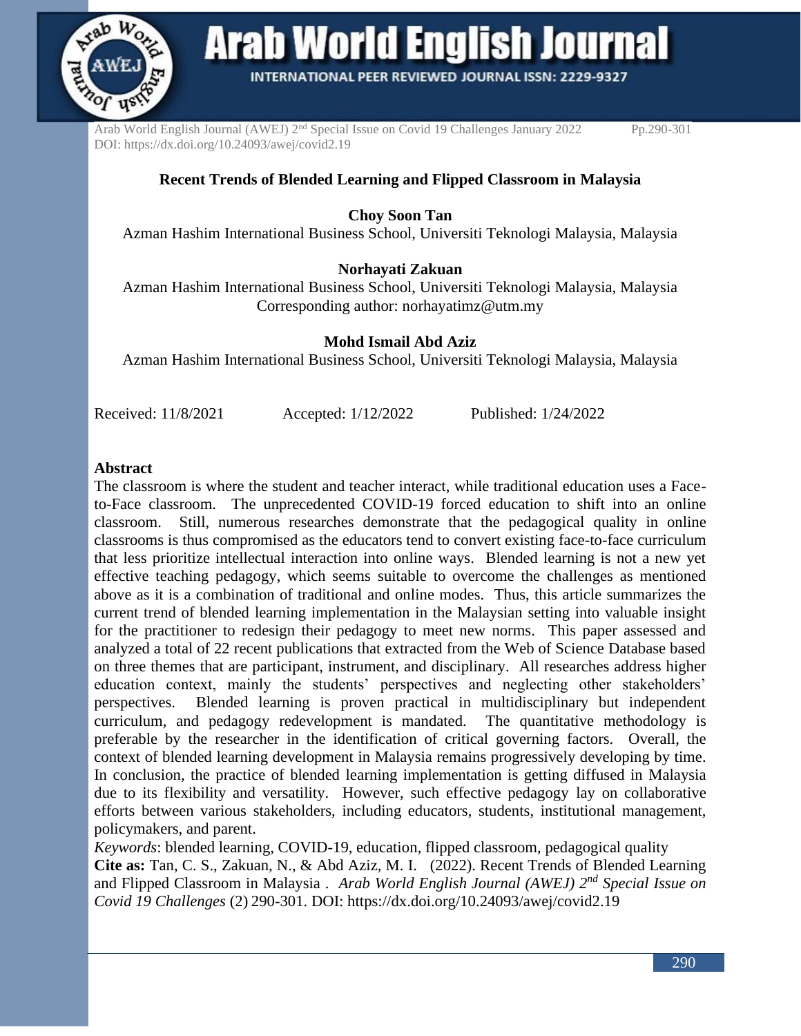# Recent Trends of Blended Learning and Flipped Classroom in Malaysia

**Choy Soon Tan**
Azman Hashim International Business School, Universiti Teknologi Malaysia, Malaysia

**Norhayati Zakuan**
Azman Hashim International Business School, Universiti Teknologi Malaysia, Malaysia
Corresponding author: norhayatimz@utm.my

**Mohd Ismail Abd Aziz**
Azman Hashim International Business School, Universiti Teknologi Malaysia, Malaysia

Received: 11/8/2021 Accepted: 1/12/2022 Published: 1/24/2022

## Abstract

The classroom is where the student and teacher interact, while traditional education uses a Face-to-Face classroom. The unprecedented COVID-19 forced education to shift into an online classroom. Still, numerous researches demonstrate that the pedagogical quality in online classrooms is thus compromised as the educators tend to convert existing face-to-face curriculum that less prioritize intellectual interaction into online ways. Blended learning is not a new yet effective teaching pedagogy, which seems suitable to overcome the challenges as mentioned above as it is a combination of traditional and online modes. Thus, this article summarizes the current trend of blended learning implementation in the Malaysian setting into valuable insight for the practitioner to redesign their pedagogy to meet new norms. This paper assessed and analyzed a total of 22 recent publications that extracted from the Web of Science Database based on three themes that are participant, instrument, and disciplinary. All researches address higher education context, mainly the students' perspectives and neglecting other stakeholders' perspectives. Blended learning is proven practical in multidisciplinary but independent curriculum, and pedagogy redevelopment is mandated. The quantitative methodology is preferable by the researcher in the identification of critical governing factors. Overall, the context of blended learning development in Malaysia remains progressively developing by time. In conclusion, the practice of blended learning implementation is getting diffused in Malaysia due to its flexibility and versatility. However, such effective pedagogy lay on collaborative efforts between various stakeholders, including educators, students, institutional management, policymakers, and parent.

*Keywords*: blended learning, COVID-19, education, flipped classroom, pedagogical quality

**Cite as:** Tan, C. S., Zakuan, N., & Abd Aziz, M. I. (2022). Recent Trends of Blended Learning and Flipped Classroom in Malaysia . *Arab World English Journal (AWEJ) 2nd Special Issue on Covid 19 Challenges* (2) 290-301. DOI: https://dx.doi.org/10.24093/awej/covid2.19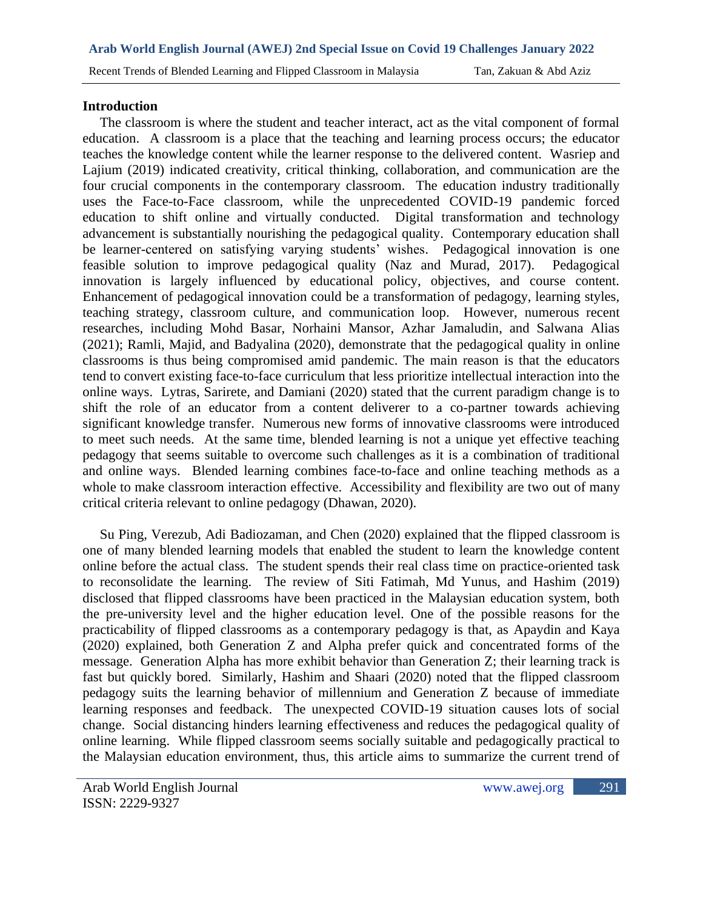## Introduction

The classroom is where the student and teacher interact, act as the vital component of formal education. A classroom is a place that the teaching and learning process occurs; the educator teaches the knowledge content while the learner response to the delivered content. Wasriep and Lajium (2019) indicated creativity, critical thinking, collaboration, and communication are the four crucial components in the contemporary classroom. The education industry traditionally uses the Face-to-Face classroom, while the unprecedented COVID-19 pandemic forced education to shift online and virtually conducted. Digital transformation and technology advancement is substantially nourishing the pedagogical quality. Contemporary education shall be learner-centered on satisfying varying students' wishes. Pedagogical innovation is one feasible solution to improve pedagogical quality (Naz and Murad, 2017). Pedagogical innovation is largely influenced by educational policy, objectives, and course content. Enhancement of pedagogical innovation could be a transformation of pedagogy, learning styles, teaching strategy, classroom culture, and communication loop. However, numerous recent researches, including Mohd Basar, Norhaini Mansor, Azhar Jamaludin, and Salwana Alias (2021); Ramli, Majid, and Badyalina (2020), demonstrate that the pedagogical quality in online classrooms is thus being compromised amid pandemic. The main reason is that the educators tend to convert existing face-to-face curriculum that less prioritize intellectual interaction into the online ways. Lytras, Sarirete, and Damiani (2020) stated that the current paradigm change is to shift the role of an educator from a content deliverer to a co-partner towards achieving significant knowledge transfer. Numerous new forms of innovative classrooms were introduced to meet such needs. At the same time, blended learning is not a unique yet effective teaching pedagogy that seems suitable to overcome such challenges as it is a combination of traditional and online ways. Blended learning combines face-to-face and online teaching methods as a whole to make classroom interaction effective. Accessibility and flexibility are two out of many critical criteria relevant to online pedagogy (Dhawan, 2020).

Su Ping, Verezub, Adi Badiozaman, and Chen (2020) explained that the flipped classroom is one of many blended learning models that enabled the student to learn the knowledge content online before the actual class. The student spends their real class time on practice-oriented task to reconsolidate the learning. The review of Siti Fatimah, Md Yunus, and Hashim (2019) disclosed that flipped classrooms have been practiced in the Malaysian education system, both the pre-university level and the higher education level. One of the possible reasons for the practicability of flipped classrooms as a contemporary pedagogy is that, as Apaydin and Kaya (2020) explained, both Generation Z and Alpha prefer quick and concentrated forms of the message. Generation Alpha has more exhibit behavior than Generation Z; their learning track is fast but quickly bored. Similarly, Hashim and Shaari (2020) noted that the flipped classroom pedagogy suits the learning behavior of millennium and Generation Z because of immediate learning responses and feedback. The unexpected COVID-19 situation causes lots of social change. Social distancing hinders learning effectiveness and reduces the pedagogical quality of online learning. While flipped classroom seems socially suitable and pedagogically practical to the Malaysian education environment, thus, this article aims to summarize the current trend of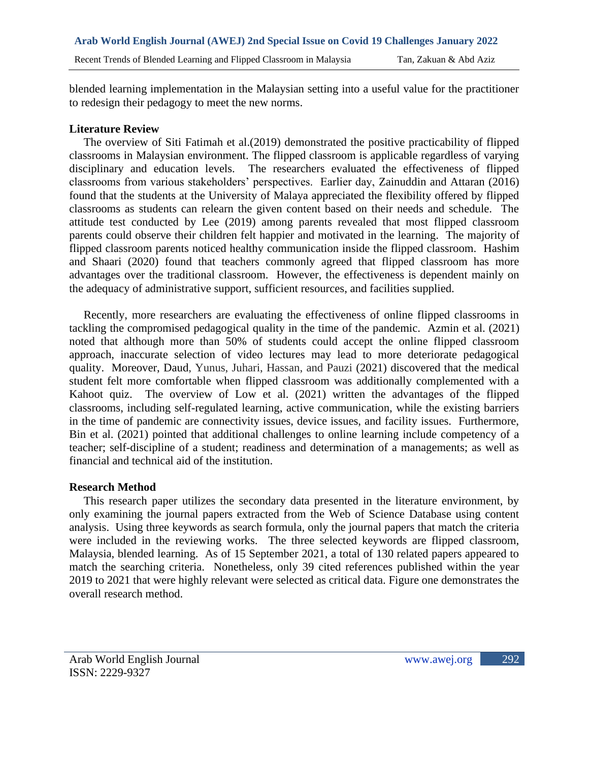blended learning implementation in the Malaysian setting into a useful value for the practitioner to redesign their pedagogy to meet the new norms.

## Literature Review

The overview of Siti Fatimah et al.(2019) demonstrated the positive practicability of flipped classrooms in Malaysian environment. The flipped classroom is applicable regardless of varying disciplinary and education levels. The researchers evaluated the effectiveness of flipped classrooms from various stakeholders' perspectives. Earlier day, Zainuddin and Attaran (2016) found that the students at the University of Malaya appreciated the flexibility offered by flipped classrooms as students can relearn the given content based on their needs and schedule. The attitude test conducted by Lee (2019) among parents revealed that most flipped classroom parents could observe their children felt happier and motivated in the learning. The majority of flipped classroom parents noticed healthy communication inside the flipped classroom. Hashim and Shaari (2020) found that teachers commonly agreed that flipped classroom has more advantages over the traditional classroom. However, the effectiveness is dependent mainly on the adequacy of administrative support, sufficient resources, and facilities supplied.

Recently, more researchers are evaluating the effectiveness of online flipped classrooms in tackling the compromised pedagogical quality in the time of the pandemic. Azmin et al. (2021) noted that although more than 50% of students could accept the online flipped classroom approach, inaccurate selection of video lectures may lead to more deteriorate pedagogical quality. Moreover, Daud, Yunus, Juhari, Hassan, and Pauzi (2021) discovered that the medical student felt more comfortable when flipped classroom was additionally complemented with a Kahoot quiz. The overview of Low et al. (2021) written the advantages of the flipped classrooms, including self-regulated learning, active communication, while the existing barriers in the time of pandemic are connectivity issues, device issues, and facility issues. Furthermore, Bin et al. (2021) pointed that additional challenges to online learning include competency of a teacher; self-discipline of a student; readiness and determination of a managements; as well as financial and technical aid of the institution.

## Research Method

This research paper utilizes the secondary data presented in the literature environment, by only examining the journal papers extracted from the Web of Science Database using content analysis. Using three keywords as search formula, only the journal papers that match the criteria were included in the reviewing works. The three selected keywords are flipped classroom, Malaysia, blended learning. As of 15 September 2021, a total of 130 related papers appeared to match the searching criteria. Nonetheless, only 39 cited references published within the year 2019 to 2021 that were highly relevant were selected as critical data. Figure one demonstrates the overall research method.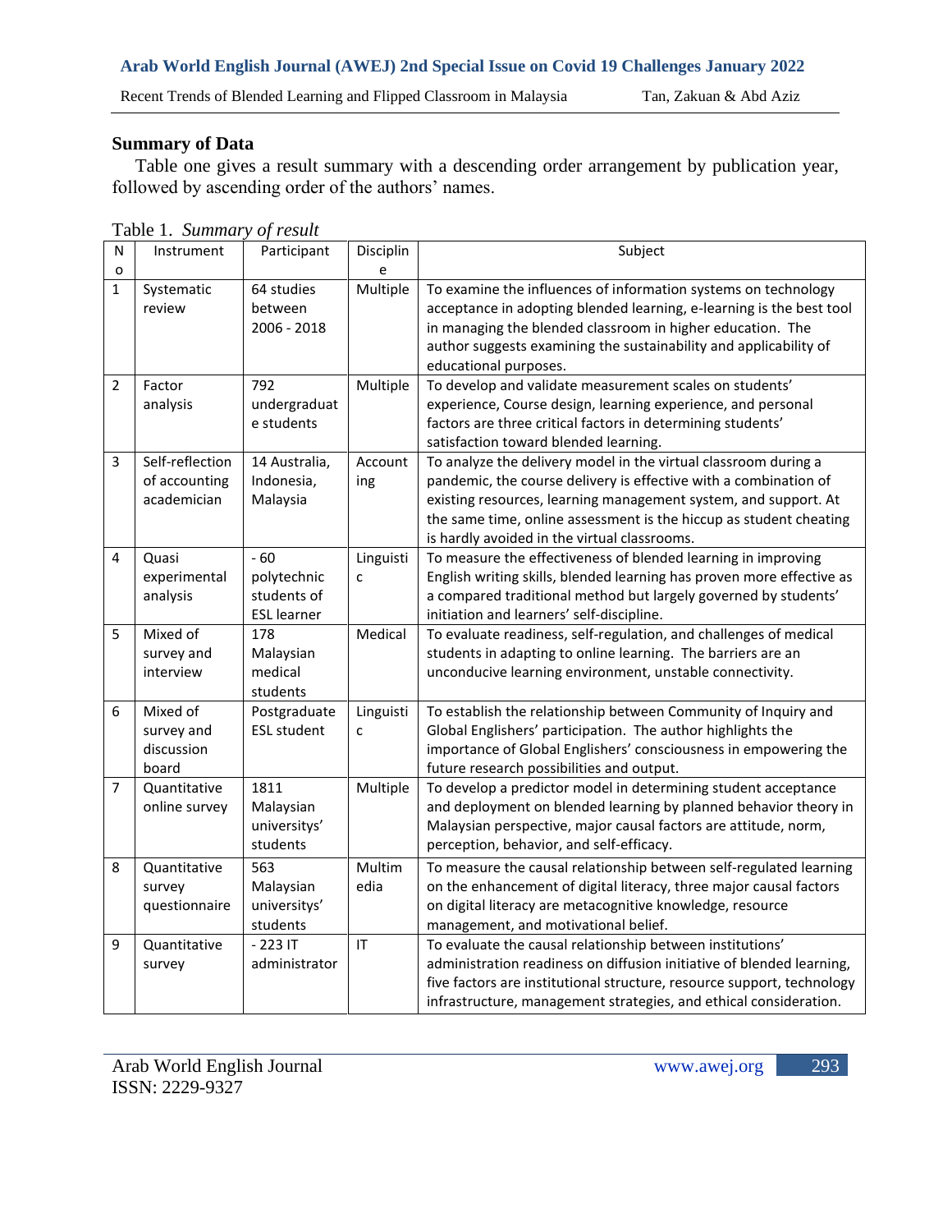### Summary of Data

Table one gives a result summary with a descending order arrangement by publication year, followed by ascending order of the authors' names.

Table 1. *Summary of result*

| No | Instrument | Participant | Discipline | Subject |
|---|---|---|---|---|
| 1 | Systematic review | 64 studies between 2006 - 2018 | Multiple | To examine the influences of information systems on technology acceptance in adopting blended learning, e-learning is the best tool in managing the blended classroom in higher education. The author suggests examining the sustainability and applicability of educational purposes. |
| 2 | Factor analysis | 792 undergraduate students | Multiple | To develop and validate measurement scales on students' experience, Course design, learning experience, and personal factors are three critical factors in determining students' satisfaction toward blended learning. |
| 3 | Self-reflection of accounting academician | 14 Australia, Indonesia, Malaysia | Accounting | To analyze the delivery model in the virtual classroom during a pandemic, the course delivery is effective with a combination of existing resources, learning management system, and support. At the same time, online assessment is the hiccup as student cheating is hardly avoided in the virtual classrooms. |
| 4 | Quasi experimental analysis | - 60 polytechnic students of ESL learner | Linguistic | To measure the effectiveness of blended learning in improving English writing skills, blended learning has proven more effective as a compared traditional method but largely governed by students' initiation and learners' self-discipline. |
| 5 | Mixed of survey and interview | 178 Malaysian medical students | Medical | To evaluate readiness, self-regulation, and challenges of medical students in adapting to online learning. The barriers are an unconducive learning environment, unstable connectivity. |
| 6 | Mixed of survey and discussion board | Postgraduate ESL student | Linguistic | To establish the relationship between Community of Inquiry and Global Englishers' participation. The author highlights the importance of Global Englishers' consciousness in empowering the future research possibilities and output. |
| 7 | Quantitative online survey | 1811 Malaysian universitys' students | Multiple | To develop a predictor model in determining student acceptance and deployment on blended learning by planned behavior theory in Malaysian perspective, major causal factors are attitude, norm, perception, behavior, and self-efficacy. |
| 8 | Quantitative survey questionnaire | 563 Malaysian universitys' students | Multimedia | To measure the causal relationship between self-regulated learning on the enhancement of digital literacy, three major causal factors on digital literacy are metacognitive knowledge, resource management, and motivational belief. |
| 9 | Quantitative survey | - 223 IT administrator | IT | To evaluate the causal relationship between institutions' administration readiness on diffusion initiative of blended learning, five factors are institutional structure, resource support, technology infrastructure, management strategies, and ethical consideration. |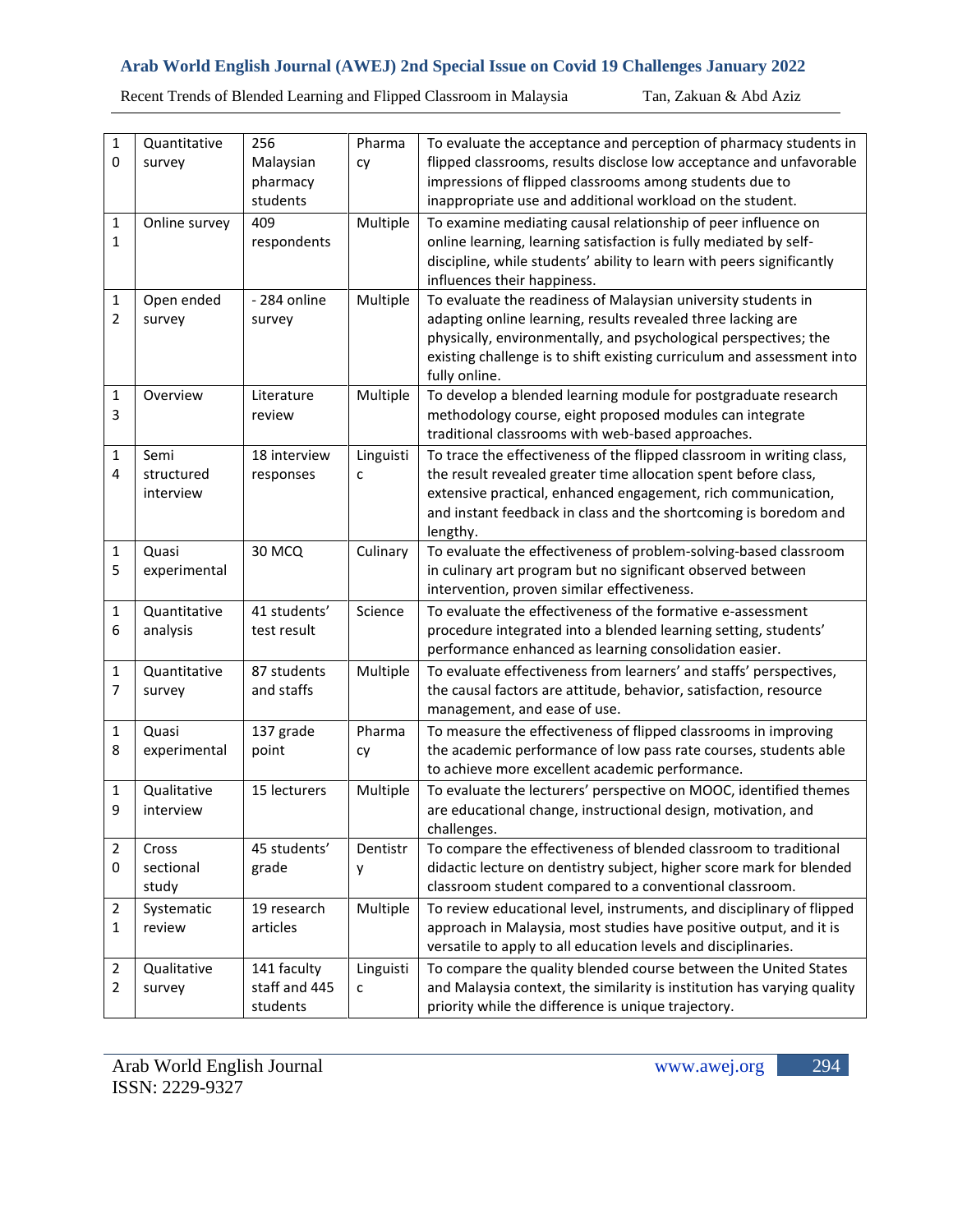| 10 | Quantitative survey | 256 Malaysian pharmacy students | Pharmacy | To evaluate the acceptance and perception of pharmacy students in flipped classrooms, results disclose low acceptance and unfavorable impressions of flipped classrooms among students due to inappropriate use and additional workload on the student. |
|---|---|---|---|---|
| 11 | Online survey | 409 respondents | Multiple | To examine mediating causal relationship of peer influence on online learning, learning satisfaction is fully mediated by self-discipline, while students' ability to learn with peers significantly influences their happiness. |
| 12 | Open ended survey | - 284 online survey | Multiple | To evaluate the readiness of Malaysian university students in adapting online learning, results revealed three lacking are physically, environmentally, and psychological perspectives; the existing challenge is to shift existing curriculum and assessment into fully online. |
| 13 | Overview | Literature review | Multiple | To develop a blended learning module for postgraduate research methodology course, eight proposed modules can integrate traditional classrooms with web-based approaches. |
| 14 | Semi structured interview | 18 interview responses | Linguistic | To trace the effectiveness of the flipped classroom in writing class, the result revealed greater time allocation spent before class, extensive practical, enhanced engagement, rich communication, and instant feedback in class and the shortcoming is boredom and lengthy. |
| 15 | Quasi experimental | 30 MCQ | Culinary | To evaluate the effectiveness of problem-solving-based classroom in culinary art program but no significant observed between intervention, proven similar effectiveness. |
| 16 | Quantitative analysis | 41 students' test result | Science | To evaluate the effectiveness of the formative e-assessment procedure integrated into a blended learning setting, students' performance enhanced as learning consolidation easier. |
| 17 | Quantitative survey | 87 students and staffs | Multiple | To evaluate effectiveness from learners' and staffs' perspectives, the causal factors are attitude, behavior, satisfaction, resource management, and ease of use. |
| 18 | Quasi experimental | 137 grade point | Pharmacy | To measure the effectiveness of flipped classrooms in improving the academic performance of low pass rate courses, students able to achieve more excellent academic performance. |
| 19 | Qualitative interview | 15 lecturers | Multiple | To evaluate the lecturers' perspective on MOOC, identified themes are educational change, instructional design, motivation, and challenges. |
| 20 | Cross sectional study | 45 students' grade | Dentistry | To compare the effectiveness of blended classroom to traditional didactic lecture on dentistry subject, higher score mark for blended classroom student compared to a conventional classroom. |
| 21 | Systematic review | 19 research articles | Multiple | To review educational level, instruments, and disciplinary of flipped approach in Malaysia, most studies have positive output, and it is versatile to apply to all education levels and disciplinaries. |
| 22 | Qualitative survey | 141 faculty staff and 445 students | Linguistic | To compare the quality blended course between the United States and Malaysia context, the similarity is institution has varying quality priority while the difference is unique trajectory. |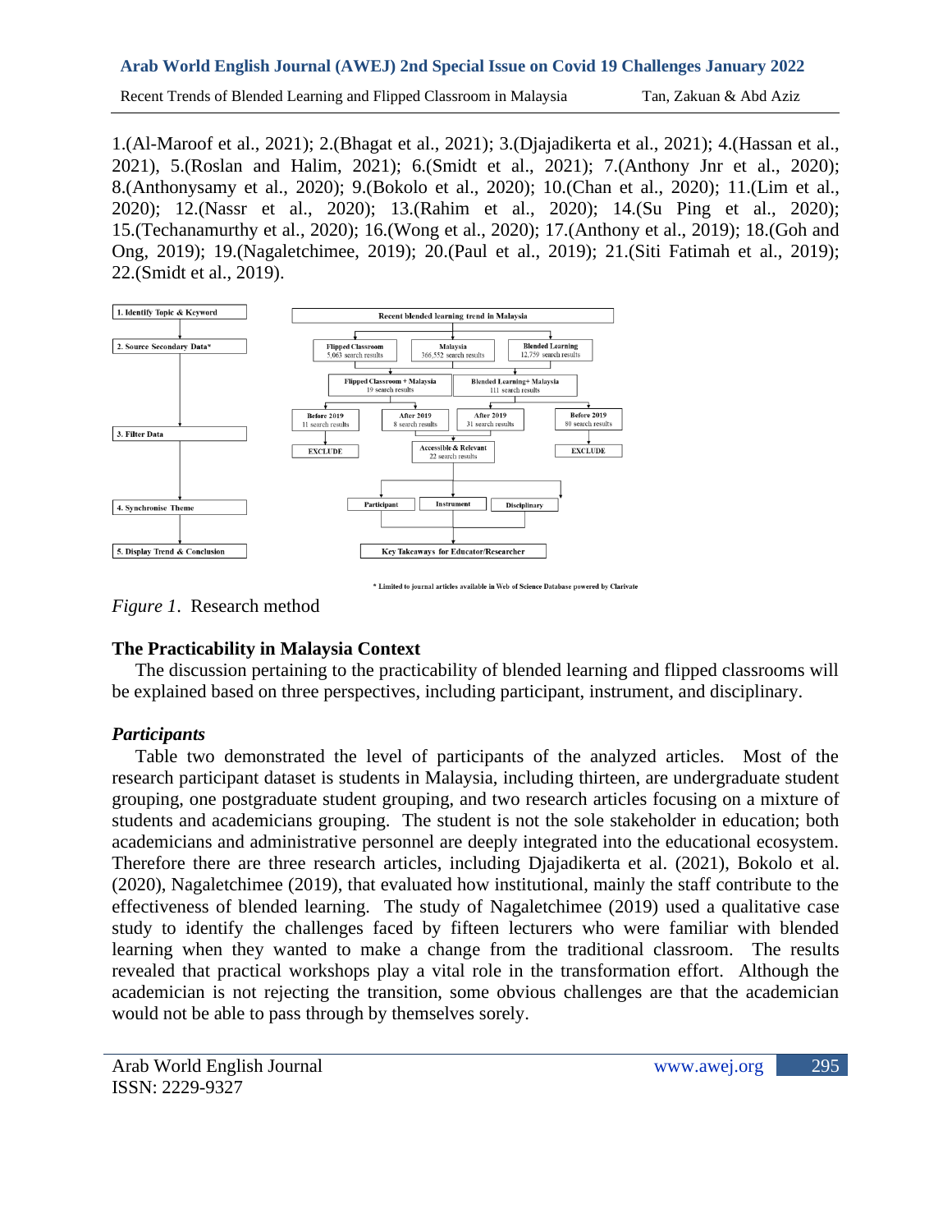1.(Al-Maroof et al., 2021); 2.(Bhagat et al., 2021); 3.(Djajadikerta et al., 2021); 4.(Hassan et al., 2021), 5.(Roslan and Halim, 2021); 6.(Smidt et al., 2021); 7.(Anthony Jnr et al., 2020); 8.(Anthonysamy et al., 2020); 9.(Bokolo et al., 2020); 10.(Chan et al., 2020); 11.(Lim et al., 2020); 12.(Nassr et al., 2020); 13.(Rahim et al., 2020); 14.(Su Ping et al., 2020); 15.(Techanamurthy et al., 2020); 16.(Wong et al., 2020); 17.(Anthony et al., 2019); 18.(Goh and Ong, 2019); 19.(Nagaletchimee, 2019); 20.(Paul et al., 2019); 21.(Siti Fatimah et al., 2019); 22.(Smidt et al., 2019).

1. Identify Topic & Keyword
2. Source Secondary Data*
3. Filter Data
4. Synchronise Theme
5. Display Trend & Conclusion

Recent blended learning trend in Malaysia

Flipped Classroom 5,063 search results | Malaysia 366,552 search results | Blended Learning 12,759 search results

Flipped Classroom + Malaysia 19 search results | Blended Learning+ Malaysia 111 search results

Before 2019 11 search results | After 2019 8 search results | After 2019 31 search results | Before 2019 80 search results

EXCLUDE | Accessible & Relevant 22 search results | EXCLUDE

Participant | Instrument | Disciplinary

Key Takeaways for Educator/Researcher

\* Limited to journal articles available in Web of Science Database powered by Clarivate

*Figure 1*. Research method

## The Practicability in Malaysia Context

The discussion pertaining to the practicability of blended learning and flipped classrooms will be explained based on three perspectives, including participant, instrument, and disciplinary.

### *Participants*

Table two demonstrated the level of participants of the analyzed articles. Most of the research participant dataset is students in Malaysia, including thirteen, are undergraduate student grouping, one postgraduate student grouping, and two research articles focusing on a mixture of students and academicians grouping. The student is not the sole stakeholder in education; both academicians and administrative personnel are deeply integrated into the educational ecosystem. Therefore there are three research articles, including Djajadikerta et al. (2021), Bokolo et al. (2020), Nagaletchimee (2019), that evaluated how institutional, mainly the staff contribute to the effectiveness of blended learning. The study of Nagaletchimee (2019) used a qualitative case study to identify the challenges faced by fifteen lecturers who were familiar with blended learning when they wanted to make a change from the traditional classroom. The results revealed that practical workshops play a vital role in the transformation effort. Although the academician is not rejecting the transition, some obvious challenges are that the academician would not be able to pass through by themselves sorely.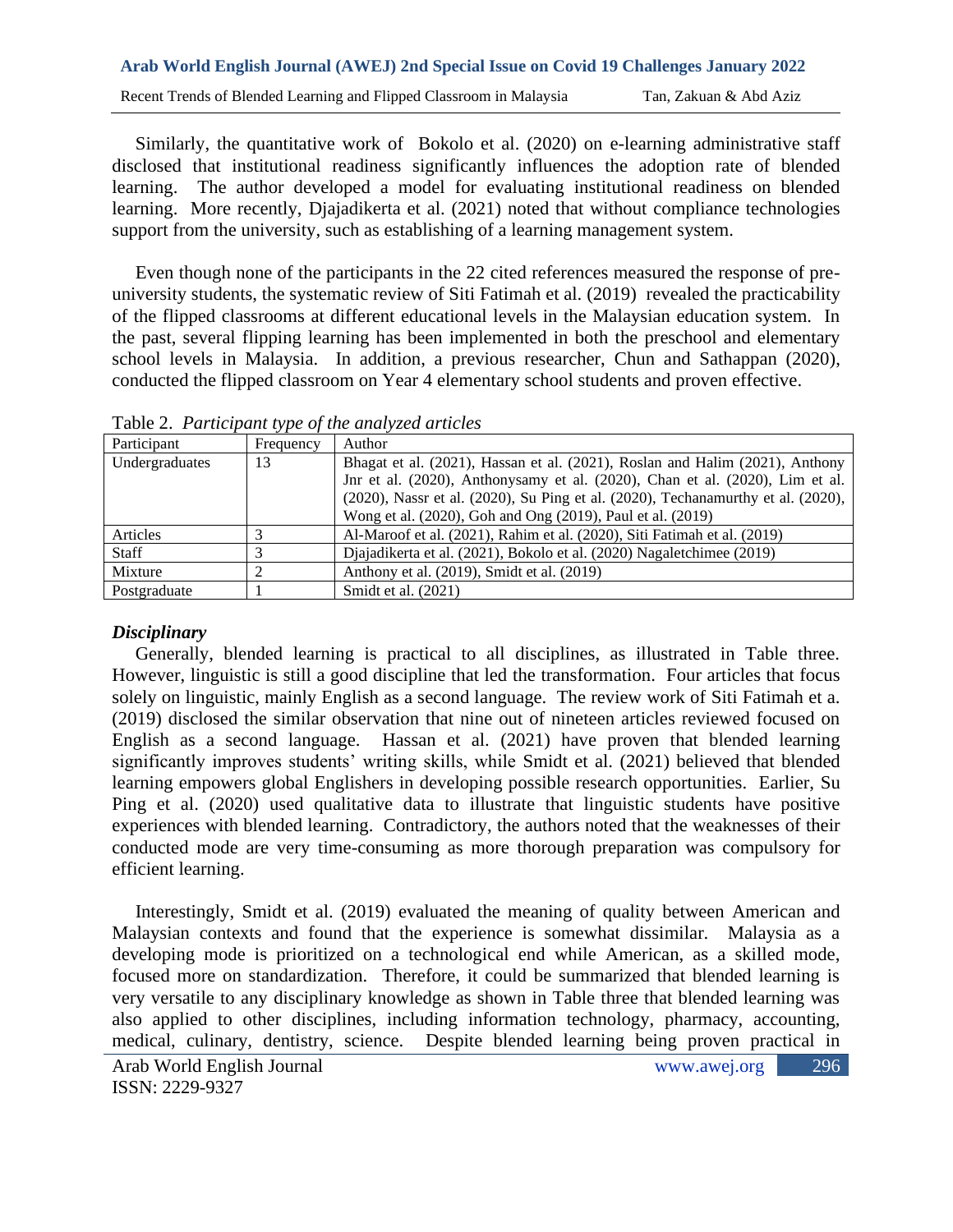Similarly, the quantitative work of Bokolo et al. (2020) on e-learning administrative staff disclosed that institutional readiness significantly influences the adoption rate of blended learning. The author developed a model for evaluating institutional readiness on blended learning. More recently, Djajadikerta et al. (2021) noted that without compliance technologies support from the university, such as establishing of a learning management system.

Even though none of the participants in the 22 cited references measured the response of pre-university students, the systematic review of Siti Fatimah et al. (2019) revealed the practicability of the flipped classrooms at different educational levels in the Malaysian education system. In the past, several flipping learning has been implemented in both the preschool and elementary school levels in Malaysia. In addition, a previous researcher, Chun and Sathappan (2020), conducted the flipped classroom on Year 4 elementary school students and proven effective.

Table 2. *Participant type of the analyzed articles*

| Participant | Frequency | Author |
|---|---|---|
| Undergraduates | 13 | Bhagat et al. (2021), Hassan et al. (2021), Roslan and Halim (2021), Anthony Jnr et al. (2020), Anthonysamy et al. (2020), Chan et al. (2020), Lim et al. (2020), Nassr et al. (2020), Su Ping et al. (2020), Techanamurthy et al. (2020), Wong et al. (2020), Goh and Ong (2019), Paul et al. (2019) |
| Articles | 3 | Al-Maroof et al. (2021), Rahim et al. (2020), Siti Fatimah et al. (2019) |
| Staff | 3 | Djajadikerta et al. (2021), Bokolo et al. (2020) Nagaletchimee (2019) |
| Mixture | 2 | Anthony et al. (2019), Smidt et al. (2019) |
| Postgraduate | 1 | Smidt et al. (2021) |

### *Disciplinary*

Generally, blended learning is practical to all disciplines, as illustrated in Table three. However, linguistic is still a good discipline that led the transformation. Four articles that focus solely on linguistic, mainly English as a second language. The review work of Siti Fatimah et a. (2019) disclosed the similar observation that nine out of nineteen articles reviewed focused on English as a second language. Hassan et al. (2021) have proven that blended learning significantly improves students' writing skills, while Smidt et al. (2021) believed that blended learning empowers global Englishers in developing possible research opportunities. Earlier, Su Ping et al. (2020) used qualitative data to illustrate that linguistic students have positive experiences with blended learning. Contradictory, the authors noted that the weaknesses of their conducted mode are very time-consuming as more thorough preparation was compulsory for efficient learning.

Interestingly, Smidt et al. (2019) evaluated the meaning of quality between American and Malaysian contexts and found that the experience is somewhat dissimilar. Malaysia as a developing mode is prioritized on a technological end while American, as a skilled mode, focused more on standardization. Therefore, it could be summarized that blended learning is very versatile to any disciplinary knowledge as shown in Table three that blended learning was also applied to other disciplines, including information technology, pharmacy, accounting, medical, culinary, dentistry, science. Despite blended learning being proven practical in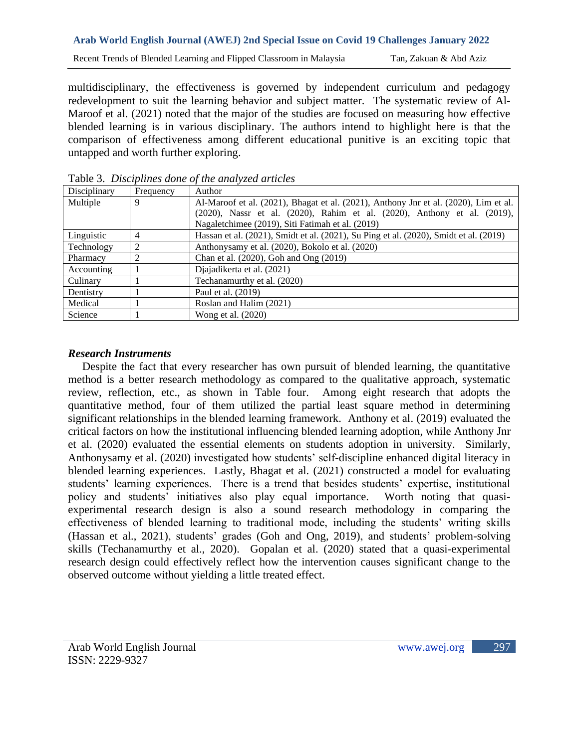multidisciplinary, the effectiveness is governed by independent curriculum and pedagogy redevelopment to suit the learning behavior and subject matter. The systematic review of Al-Maroof et al. (2021) noted that the major of the studies are focused on measuring how effective blended learning is in various disciplinary. The authors intend to highlight here is that the comparison of effectiveness among different educational punitive is an exciting topic that untapped and worth further exploring.

Table 3. *Disciplines done of the analyzed articles*

| Disciplinary | Frequency | Author |
|---|---|---|
| Multiple | 9 | Al-Maroof et al. (2021), Bhagat et al. (2021), Anthony Jnr et al. (2020), Lim et al. (2020), Nassr et al. (2020), Rahim et al. (2020), Anthony et al. (2019), Nagaletchimee (2019), Siti Fatimah et al. (2019) |
| Linguistic | 4 | Hassan et al. (2021), Smidt et al. (2021), Su Ping et al. (2020), Smidt et al. (2019) |
| Technology | 2 | Anthonysamy et al. (2020), Bokolo et al. (2020) |
| Pharmacy | 2 | Chan et al. (2020), Goh and Ong (2019) |
| Accounting | 1 | Djajadikerta et al. (2021) |
| Culinary | 1 | Techanamurthy et al. (2020) |
| Dentistry | 1 | Paul et al. (2019) |
| Medical | 1 | Roslan and Halim (2021) |
| Science | 1 | Wong et al. (2020) |

### *Research Instruments*

Despite the fact that every researcher has own pursuit of blended learning, the quantitative method is a better research methodology as compared to the qualitative approach, systematic review, reflection, etc., as shown in Table four. Among eight research that adopts the quantitative method, four of them utilized the partial least square method in determining significant relationships in the blended learning framework. Anthony et al. (2019) evaluated the critical factors on how the institutional influencing blended learning adoption, while Anthony Jnr et al. (2020) evaluated the essential elements on students adoption in university. Similarly, Anthonysamy et al. (2020) investigated how students' self-discipline enhanced digital literacy in blended learning experiences. Lastly, Bhagat et al. (2021) constructed a model for evaluating students' learning experiences. There is a trend that besides students' expertise, institutional policy and students' initiatives also play equal importance. Worth noting that quasi-experimental research design is also a sound research methodology in comparing the effectiveness of blended learning to traditional mode, including the students' writing skills (Hassan et al., 2021), students' grades (Goh and Ong, 2019), and students' problem-solving skills (Techanamurthy et al., 2020). Gopalan et al. (2020) stated that a quasi-experimental research design could effectively reflect how the intervention causes significant change to the observed outcome without yielding a little treated effect.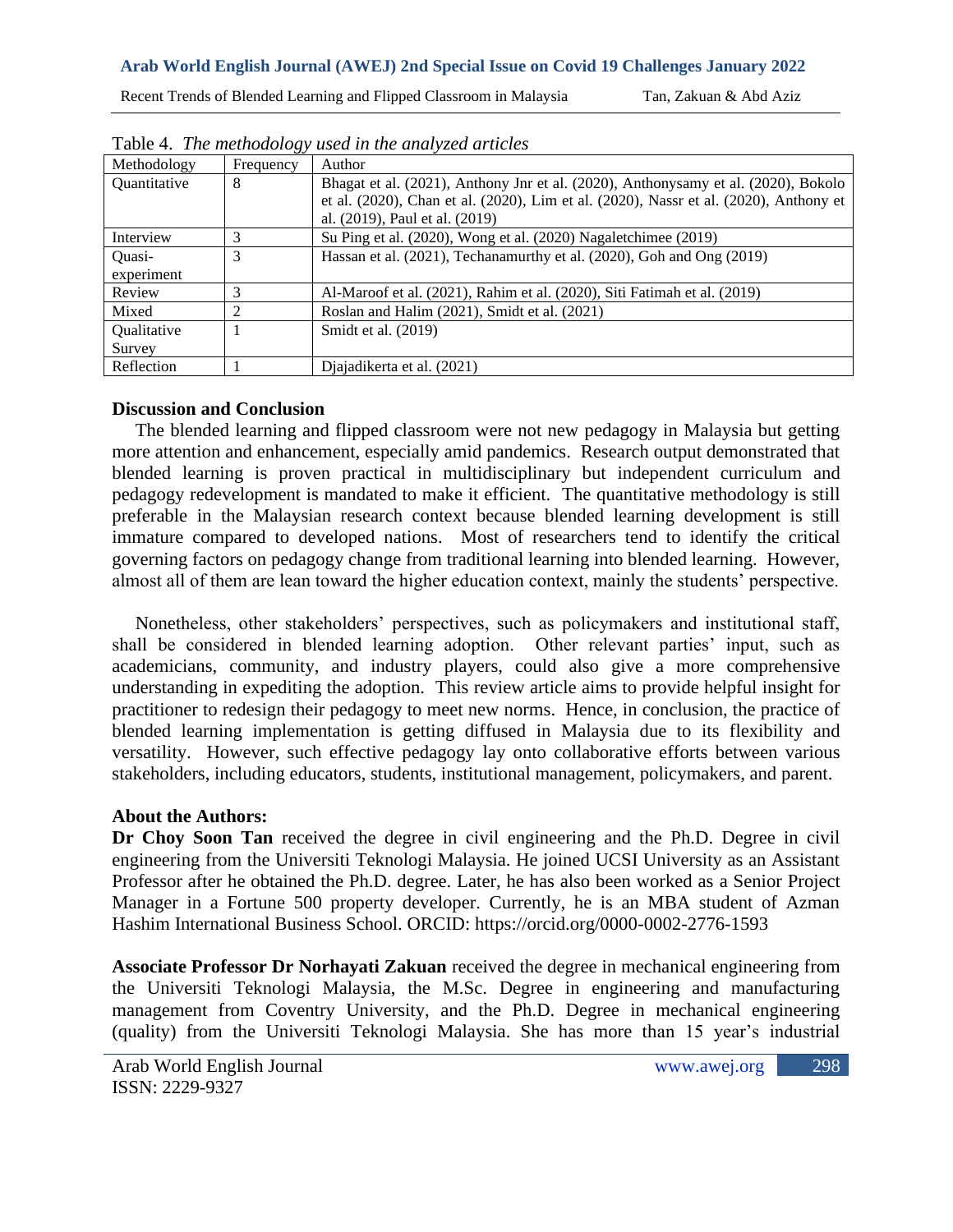Table 4. *The methodology used in the analyzed articles*

| Methodology | Frequency | Author |
|---|---|---|
| Quantitative | 8 | Bhagat et al. (2021), Anthony Jnr et al. (2020), Anthonysamy et al. (2020), Bokolo et al. (2020), Chan et al. (2020), Lim et al. (2020), Nassr et al. (2020), Anthony et al. (2019), Paul et al. (2019) |
| Interview | 3 | Su Ping et al. (2020), Wong et al. (2020) Nagaletchimee (2019) |
| Quasi-experiment | 3 | Hassan et al. (2021), Techanamurthy et al. (2020), Goh and Ong (2019) |
| Review | 3 | Al-Maroof et al. (2021), Rahim et al. (2020), Siti Fatimah et al. (2019) |
| Mixed | 2 | Roslan and Halim (2021), Smidt et al. (2021) |
| Qualitative Survey | 1 | Smidt et al. (2019) |
| Reflection | 1 | Djajadikerta et al. (2021) |

## Discussion and Conclusion

The blended learning and flipped classroom were not new pedagogy in Malaysia but getting more attention and enhancement, especially amid pandemics. Research output demonstrated that blended learning is proven practical in multidisciplinary but independent curriculum and pedagogy redevelopment is mandated to make it efficient. The quantitative methodology is still preferable in the Malaysian research context because blended learning development is still immature compared to developed nations. Most of researchers tend to identify the critical governing factors on pedagogy change from traditional learning into blended learning. However, almost all of them are lean toward the higher education context, mainly the students' perspective.

Nonetheless, other stakeholders' perspectives, such as policymakers and institutional staff, shall be considered in blended learning adoption. Other relevant parties' input, such as academicians, community, and industry players, could also give a more comprehensive understanding in expediting the adoption. This review article aims to provide helpful insight for practitioner to redesign their pedagogy to meet new norms. Hence, in conclusion, the practice of blended learning implementation is getting diffused in Malaysia due to its flexibility and versatility. However, such effective pedagogy lay onto collaborative efforts between various stakeholders, including educators, students, institutional management, policymakers, and parent.

## About the Authors:

**Dr Choy Soon Tan** received the degree in civil engineering and the Ph.D. Degree in civil engineering from the Universiti Teknologi Malaysia. He joined UCSI University as an Assistant Professor after he obtained the Ph.D. degree. Later, he has also been worked as a Senior Project Manager in a Fortune 500 property developer. Currently, he is an MBA student of Azman Hashim International Business School. ORCID: https://orcid.org/0000-0002-2776-1593

**Associate Professor Dr Norhayati Zakuan** received the degree in mechanical engineering from the Universiti Teknologi Malaysia, the M.Sc. Degree in engineering and manufacturing management from Coventry University, and the Ph.D. Degree in mechanical engineering (quality) from the Universiti Teknologi Malaysia. She has more than 15 year's industrial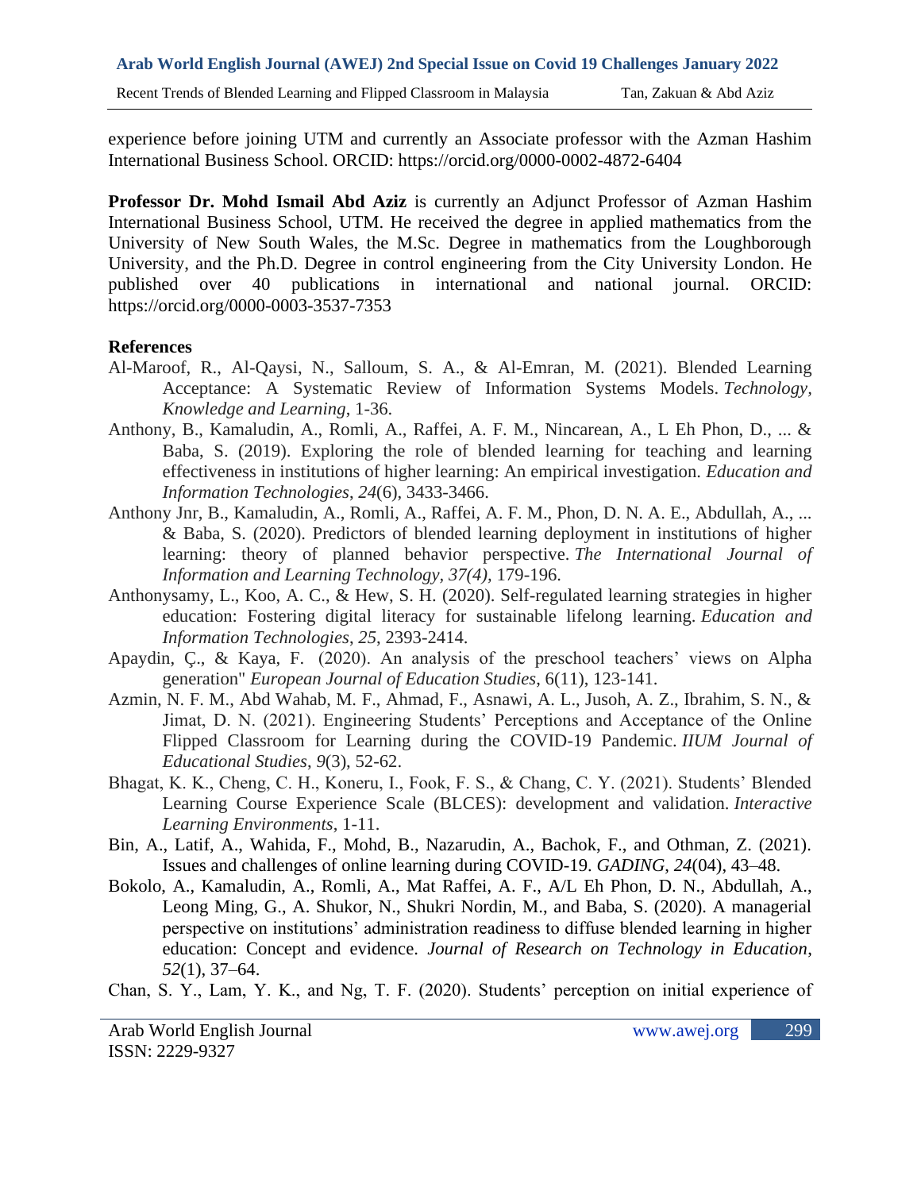experience before joining UTM and currently an Associate professor with the Azman Hashim International Business School. ORCID: https://orcid.org/0000-0002-4872-6404

**Professor Dr. Mohd Ismail Abd Aziz** is currently an Adjunct Professor of Azman Hashim International Business School, UTM. He received the degree in applied mathematics from the University of New South Wales, the M.Sc. Degree in mathematics from the Loughborough University, and the Ph.D. Degree in control engineering from the City University London. He published over 40 publications in international and national journal. ORCID: https://orcid.org/0000-0003-3537-7353

**References**

Al-Maroof, R., Al-Qaysi, N., Salloum, S. A., & Al-Emran, M. (2021). Blended Learning Acceptance: A Systematic Review of Information Systems Models. *Technology, Knowledge and Learning*, 1-36.

Anthony, B., Kamaludin, A., Romli, A., Raffei, A. F. M., Nincarean, A., L Eh Phon, D., ... & Baba, S. (2019). Exploring the role of blended learning for teaching and learning effectiveness in institutions of higher learning: An empirical investigation. *Education and Information Technologies*, *24*(6), 3433-3466.

Anthony Jnr, B., Kamaludin, A., Romli, A., Raffei, A. F. M., Phon, D. N. A. E., Abdullah, A., ... & Baba, S. (2020). Predictors of blended learning deployment in institutions of higher learning: theory of planned behavior perspective. *The International Journal of Information and Learning Technology, 37(4)*, 179-196.

Anthonysamy, L., Koo, A. C., & Hew, S. H. (2020). Self-regulated learning strategies in higher education: Fostering digital literacy for sustainable lifelong learning. *Education and Information Technologies*, *25*, 2393-2414.

Apaydin, Ç., & Kaya, F. (2020). An analysis of the preschool teachers' views on Alpha generation" *European Journal of Education Studies*, 6(11), 123-141.

Azmin, N. F. M., Abd Wahab, M. F., Ahmad, F., Asnawi, A. L., Jusoh, A. Z., Ibrahim, S. N., & Jimat, D. N. (2021). Engineering Students' Perceptions and Acceptance of the Online Flipped Classroom for Learning during the COVID-19 Pandemic. *IIUM Journal of Educational Studies*, *9*(3), 52-62.

Bhagat, K. K., Cheng, C. H., Koneru, I., Fook, F. S., & Chang, C. Y. (2021). Students' Blended Learning Course Experience Scale (BLCES): development and validation. *Interactive Learning Environments*, 1-11.

Bin, A., Latif, A., Wahida, F., Mohd, B., Nazarudin, A., Bachok, F., and Othman, Z. (2021). Issues and challenges of online learning during COVID-19. *GADING*, *24*(04), 43–48.

Bokolo, A., Kamaludin, A., Romli, A., Mat Raffei, A. F., A/L Eh Phon, D. N., Abdullah, A., Leong Ming, G., A. Shukor, N., Shukri Nordin, M., and Baba, S. (2020). A managerial perspective on institutions' administration readiness to diffuse blended learning in higher education: Concept and evidence. *Journal of Research on Technology in Education*, *52*(1), 37–64.

Chan, S. Y., Lam, Y. K., and Ng, T. F. (2020). Students' perception on initial experience of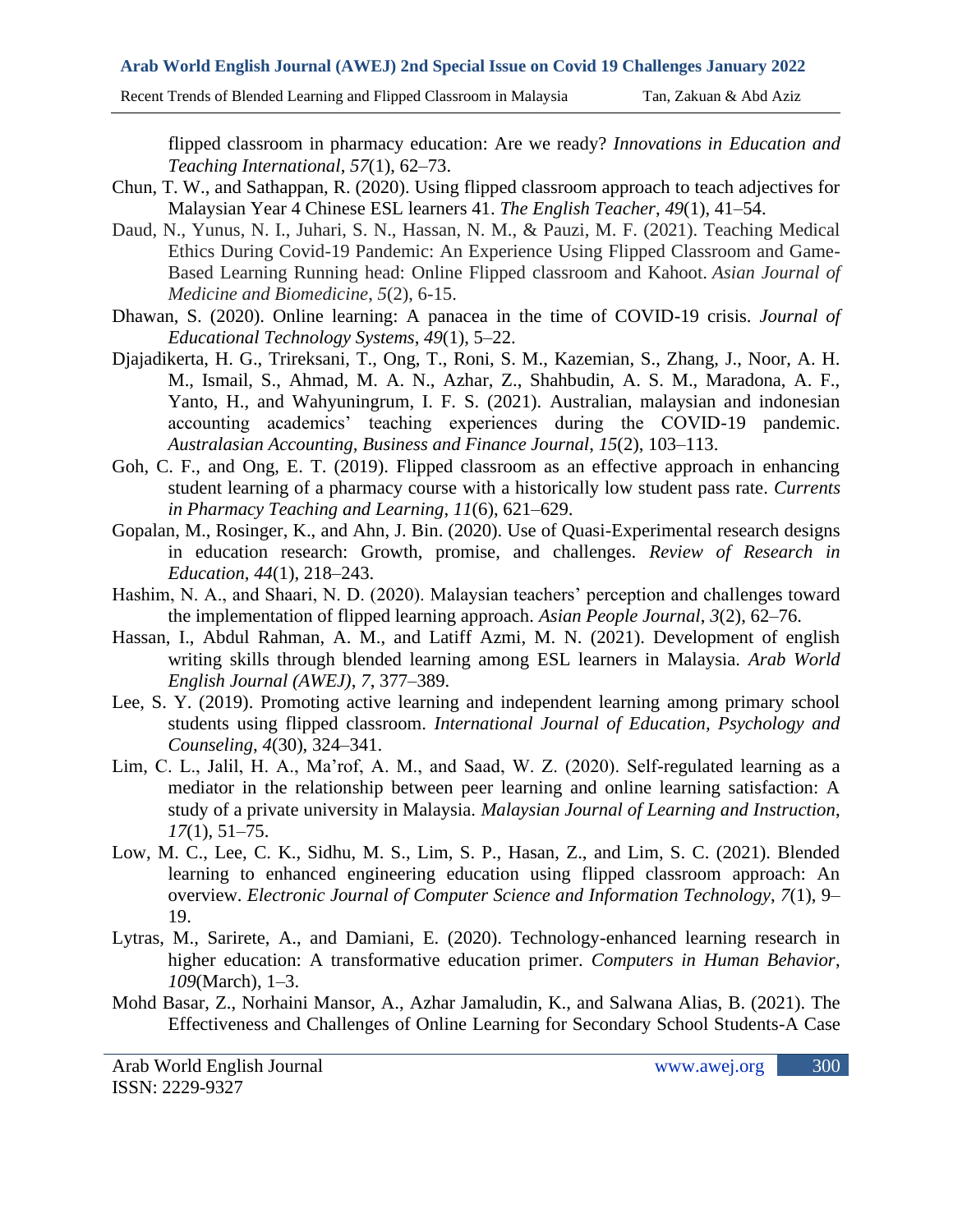flipped classroom in pharmacy education: Are we ready? *Innovations in Education and Teaching International*, *57*(1), 62–73.

Chun, T. W., and Sathappan, R. (2020). Using flipped classroom approach to teach adjectives for Malaysian Year 4 Chinese ESL learners 41. *The English Teacher*, *49*(1), 41–54.

Daud, N., Yunus, N. I., Juhari, S. N., Hassan, N. M., & Pauzi, M. F. (2021). Teaching Medical Ethics During Covid-19 Pandemic: An Experience Using Flipped Classroom and Game-Based Learning Running head: Online Flipped classroom and Kahoot. *Asian Journal of Medicine and Biomedicine*, *5*(2), 6-15.

Dhawan, S. (2020). Online learning: A panacea in the time of COVID-19 crisis. *Journal of Educational Technology Systems*, *49*(1), 5–22.

Djajadikerta, H. G., Trireksani, T., Ong, T., Roni, S. M., Kazemian, S., Zhang, J., Noor, A. H. M., Ismail, S., Ahmad, M. A. N., Azhar, Z., Shahbudin, A. S. M., Maradona, A. F., Yanto, H., and Wahyuningrum, I. F. S. (2021). Australian, malaysian and indonesian accounting academics' teaching experiences during the COVID-19 pandemic. *Australasian Accounting, Business and Finance Journal*, *15*(2), 103–113.

Goh, C. F., and Ong, E. T. (2019). Flipped classroom as an effective approach in enhancing student learning of a pharmacy course with a historically low student pass rate. *Currents in Pharmacy Teaching and Learning*, *11*(6), 621–629.

Gopalan, M., Rosinger, K., and Ahn, J. Bin. (2020). Use of Quasi-Experimental research designs in education research: Growth, promise, and challenges. *Review of Research in Education*, *44*(1), 218–243.

Hashim, N. A., and Shaari, N. D. (2020). Malaysian teachers' perception and challenges toward the implementation of flipped learning approach. *Asian People Journal*, *3*(2), 62–76.

Hassan, I., Abdul Rahman, A. M., and Latiff Azmi, M. N. (2021). Development of english writing skills through blended learning among ESL learners in Malaysia. *Arab World English Journal (AWEJ)*, *7*, 377–389.

Lee, S. Y. (2019). Promoting active learning and independent learning among primary school students using flipped classroom. *International Journal of Education, Psychology and Counseling*, *4*(30), 324–341.

Lim, C. L., Jalil, H. A., Ma'rof, A. M., and Saad, W. Z. (2020). Self-regulated learning as a mediator in the relationship between peer learning and online learning satisfaction: A study of a private university in Malaysia. *Malaysian Journal of Learning and Instruction*, *17*(1), 51–75.

Low, M. C., Lee, C. K., Sidhu, M. S., Lim, S. P., Hasan, Z., and Lim, S. C. (2021). Blended learning to enhanced engineering education using flipped classroom approach: An overview. *Electronic Journal of Computer Science and Information Technology*, *7*(1), 9–19.

Lytras, M., Sarirete, A., and Damiani, E. (2020). Technology-enhanced learning research in higher education: A transformative education primer. *Computers in Human Behavior*, *109*(March), 1–3.

Mohd Basar, Z., Norhaini Mansor, A., Azhar Jamaludin, K., and Salwana Alias, B. (2021). The Effectiveness and Challenges of Online Learning for Secondary School Students-A Case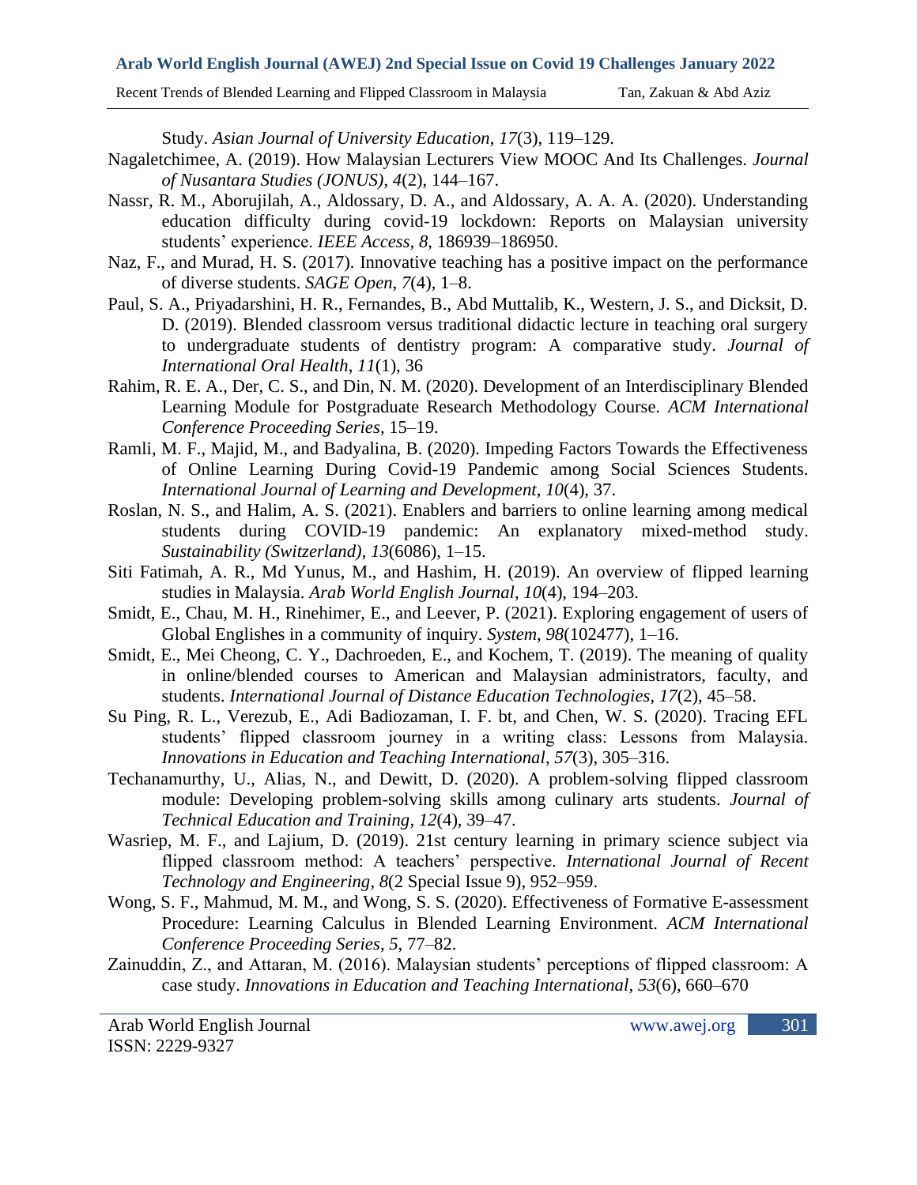Study. *Asian Journal of University Education*, *17*(3), 119–129.

Nagaletchimee, A. (2019). How Malaysian Lecturers View MOOC And Its Challenges. *Journal of Nusantara Studies (JONUS)*, *4*(2), 144–167.

Nassr, R. M., Aborujilah, A., Aldossary, D. A., and Aldossary, A. A. A. (2020). Understanding education difficulty during covid-19 lockdown: Reports on Malaysian university students' experience. *IEEE Access*, *8*, 186939–186950.

Naz, F., and Murad, H. S. (2017). Innovative teaching has a positive impact on the performance of diverse students. *SAGE Open*, *7*(4), 1–8.

Paul, S. A., Priyadarshini, H. R., Fernandes, B., Abd Muttalib, K., Western, J. S., and Dicksit, D. D. (2019). Blended classroom versus traditional didactic lecture in teaching oral surgery to undergraduate students of dentistry program: A comparative study. *Journal of International Oral Health*, *11*(1), 36

Rahim, R. E. A., Der, C. S., and Din, N. M. (2020). Development of an Interdisciplinary Blended Learning Module for Postgraduate Research Methodology Course. *ACM International Conference Proceeding Series*, 15–19.

Ramli, M. F., Majid, M., and Badyalina, B. (2020). Impeding Factors Towards the Effectiveness of Online Learning During Covid-19 Pandemic among Social Sciences Students. *International Journal of Learning and Development*, *10*(4), 37.

Roslan, N. S., and Halim, A. S. (2021). Enablers and barriers to online learning among medical students during COVID-19 pandemic: An explanatory mixed-method study. *Sustainability (Switzerland)*, *13*(6086), 1–15.

Siti Fatimah, A. R., Md Yunus, M., and Hashim, H. (2019). An overview of flipped learning studies in Malaysia. *Arab World English Journal*, *10*(4), 194–203.

Smidt, E., Chau, M. H., Rinehimer, E., and Leever, P. (2021). Exploring engagement of users of Global Englishes in a community of inquiry. *System*, *98*(102477), 1–16.

Smidt, E., Mei Cheong, C. Y., Dachroeden, E., and Kochem, T. (2019). The meaning of quality in online/blended courses to American and Malaysian administrators, faculty, and students. *International Journal of Distance Education Technologies*, *17*(2), 45–58.

Su Ping, R. L., Verezub, E., Adi Badiozaman, I. F. bt, and Chen, W. S. (2020). Tracing EFL students' flipped classroom journey in a writing class: Lessons from Malaysia. *Innovations in Education and Teaching International*, *57*(3), 305–316.

Techanamurthy, U., Alias, N., and Dewitt, D. (2020). A problem-solving flipped classroom module: Developing problem-solving skills among culinary arts students. *Journal of Technical Education and Training*, *12*(4), 39–47.

Wasriep, M. F., and Lajium, D. (2019). 21st century learning in primary science subject via flipped classroom method: A teachers' perspective. *International Journal of Recent Technology and Engineering*, *8*(2 Special Issue 9), 952–959.

Wong, S. F., Mahmud, M. M., and Wong, S. S. (2020). Effectiveness of Formative E-assessment Procedure: Learning Calculus in Blended Learning Environment. *ACM International Conference Proceeding Series*, *5*, 77–82.

Zainuddin, Z., and Attaran, M. (2016). Malaysian students' perceptions of flipped classroom: A case study. *Innovations in Education and Teaching International*, *53*(6), 660–670